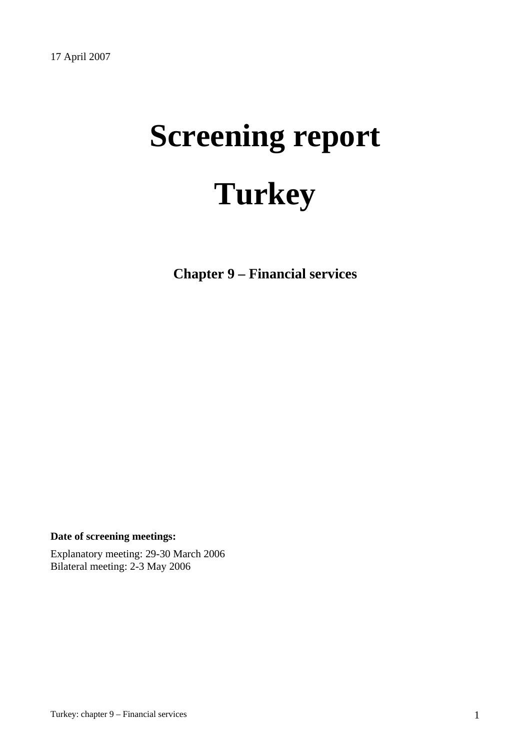17 April 2007

# Screening report

# Turkey

## Chapter 9 – Financial services

**Date of screening meetings:**

Explanatory meeting: 29-30 March 2006
Bilateral meeting: 2-3 May 2006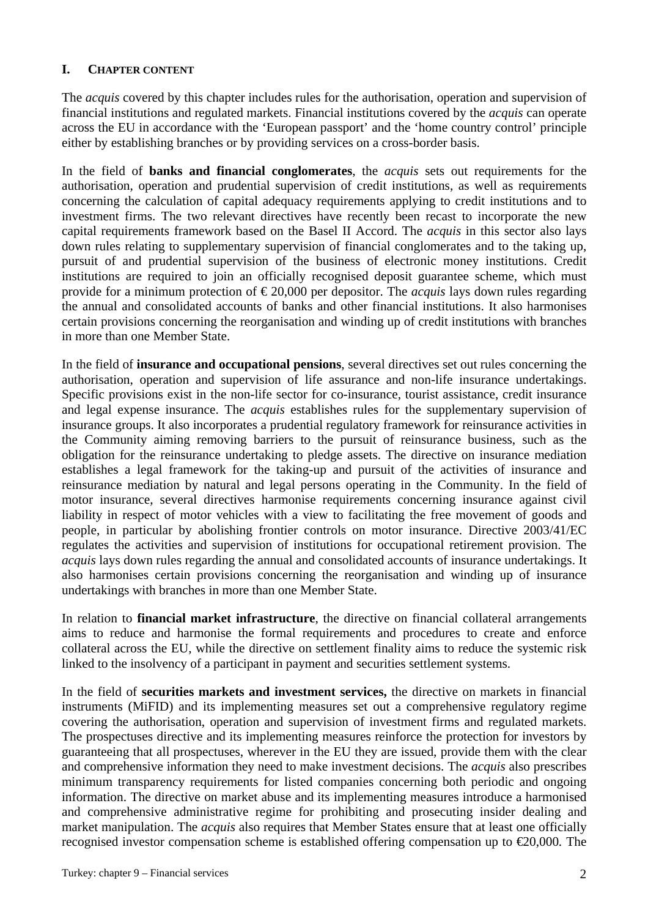## I. Chapter content

The *acquis* covered by this chapter includes rules for the authorisation, operation and supervision of financial institutions and regulated markets. Financial institutions covered by the *acquis* can operate across the EU in accordance with the ‘European passport’ and the ‘home country control’ principle either by establishing branches or by providing services on a cross-border basis.

In the field of **banks and financial conglomerates**, the *acquis* sets out requirements for the authorisation, operation and prudential supervision of credit institutions, as well as requirements concerning the calculation of capital adequacy requirements applying to credit institutions and to investment firms. The two relevant directives have recently been recast to incorporate the new capital requirements framework based on the Basel II Accord. The *acquis* in this sector also lays down rules relating to supplementary supervision of financial conglomerates and to the taking up, pursuit of and prudential supervision of the business of electronic money institutions. Credit institutions are required to join an officially recognised deposit guarantee scheme, which must provide for a minimum protection of € 20,000 per depositor. The *acquis* lays down rules regarding the annual and consolidated accounts of banks and other financial institutions. It also harmonises certain provisions concerning the reorganisation and winding up of credit institutions with branches in more than one Member State.

In the field of **insurance and occupational pensions**, several directives set out rules concerning the authorisation, operation and supervision of life assurance and non-life insurance undertakings. Specific provisions exist in the non-life sector for co-insurance, tourist assistance, credit insurance and legal expense insurance. The *acquis* establishes rules for the supplementary supervision of insurance groups. It also incorporates a prudential regulatory framework for reinsurance activities in the Community aiming removing barriers to the pursuit of reinsurance business, such as the obligation for the reinsurance undertaking to pledge assets. The directive on insurance mediation establishes a legal framework for the taking-up and pursuit of the activities of insurance and reinsurance mediation by natural and legal persons operating in the Community. In the field of motor insurance, several directives harmonise requirements concerning insurance against civil liability in respect of motor vehicles with a view to facilitating the free movement of goods and people, in particular by abolishing frontier controls on motor insurance. Directive 2003/41/EC regulates the activities and supervision of institutions for occupational retirement provision. The *acquis* lays down rules regarding the annual and consolidated accounts of insurance undertakings. It also harmonises certain provisions concerning the reorganisation and winding up of insurance undertakings with branches in more than one Member State.

In relation to **financial market infrastructure**, the directive on financial collateral arrangements aims to reduce and harmonise the formal requirements and procedures to create and enforce collateral across the EU, while the directive on settlement finality aims to reduce the systemic risk linked to the insolvency of a participant in payment and securities settlement systems.

In the field of **securities markets and investment services,** the directive on markets in financial instruments (MiFID) and its implementing measures set out a comprehensive regulatory regime covering the authorisation, operation and supervision of investment firms and regulated markets. The prospectuses directive and its implementing measures reinforce the protection for investors by guaranteeing that all prospectuses, wherever in the EU they are issued, provide them with the clear and comprehensive information they need to make investment decisions. The *acquis* also prescribes minimum transparency requirements for listed companies concerning both periodic and ongoing information. The directive on market abuse and its implementing measures introduce a harmonised and comprehensive administrative regime for prohibiting and prosecuting insider dealing and market manipulation. The *acquis* also requires that Member States ensure that at least one officially recognised investor compensation scheme is established offering compensation up to €20,000. The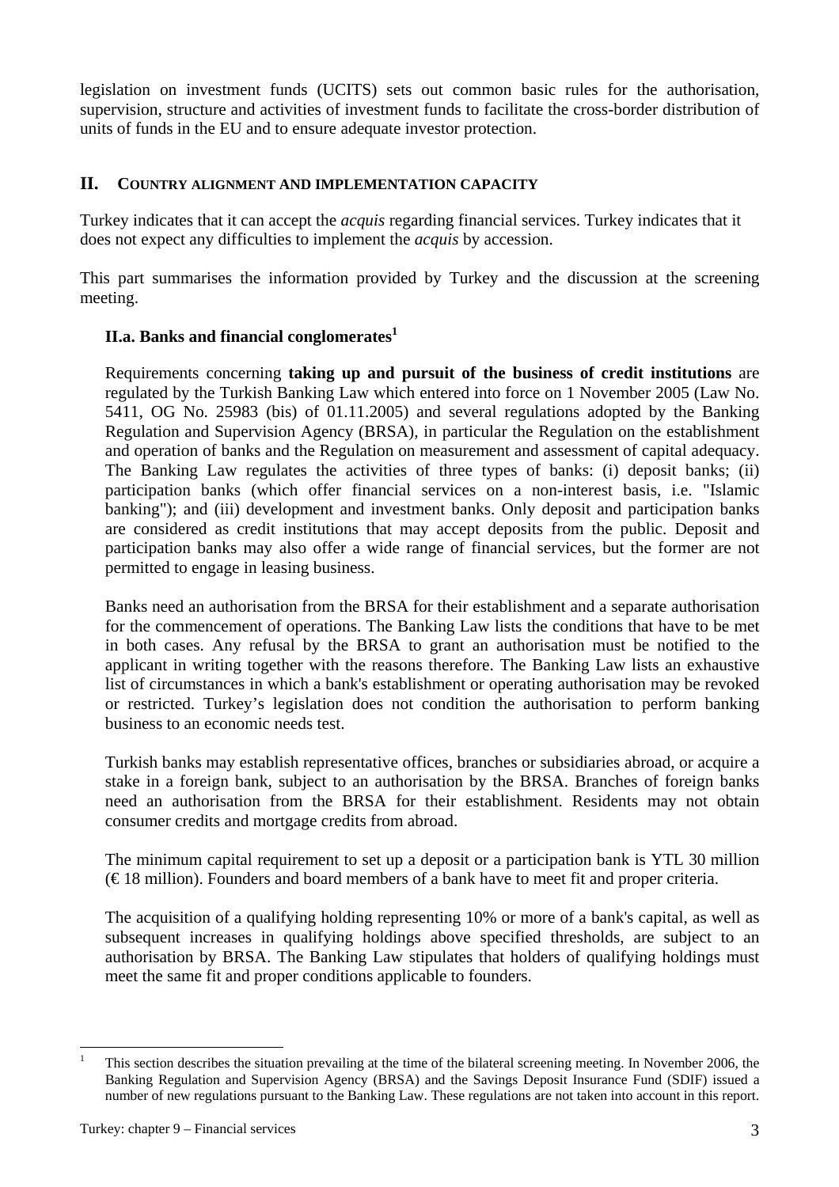legislation on investment funds (UCITS) sets out common basic rules for the authorisation, supervision, structure and activities of investment funds to facilitate the cross-border distribution of units of funds in the EU and to ensure adequate investor protection.

## II. COUNTRY ALIGNMENT AND IMPLEMENTATION CAPACITY

Turkey indicates that it can accept the *acquis* regarding financial services. Turkey indicates that it does not expect any difficulties to implement the *acquis* by accession.

This part summarises the information provided by Turkey and the discussion at the screening meeting.

### II.a. Banks and financial conglomerates[1]

Requirements concerning **taking up and pursuit of the business of credit institutions** are regulated by the Turkish Banking Law which entered into force on 1 November 2005 (Law No. 5411, OG No. 25983 (bis) of 01.11.2005) and several regulations adopted by the Banking Regulation and Supervision Agency (BRSA), in particular the Regulation on the establishment and operation of banks and the Regulation on measurement and assessment of capital adequacy. The Banking Law regulates the activities of three types of banks: (i) deposit banks; (ii) participation banks (which offer financial services on a non-interest basis, i.e. "Islamic banking"); and (iii) development and investment banks. Only deposit and participation banks are considered as credit institutions that may accept deposits from the public. Deposit and participation banks may also offer a wide range of financial services, but the former are not permitted to engage in leasing business.

Banks need an authorisation from the BRSA for their establishment and a separate authorisation for the commencement of operations. The Banking Law lists the conditions that have to be met in both cases. Any refusal by the BRSA to grant an authorisation must be notified to the applicant in writing together with the reasons therefore. The Banking Law lists an exhaustive list of circumstances in which a bank's establishment or operating authorisation may be revoked or restricted. Turkey's legislation does not condition the authorisation to perform banking business to an economic needs test.

Turkish banks may establish representative offices, branches or subsidiaries abroad, or acquire a stake in a foreign bank, subject to an authorisation by the BRSA. Branches of foreign banks need an authorisation from the BRSA for their establishment. Residents may not obtain consumer credits and mortgage credits from abroad.

The minimum capital requirement to set up a deposit or a participation bank is YTL 30 million (€ 18 million). Founders and board members of a bank have to meet fit and proper criteria.

The acquisition of a qualifying holding representing 10% or more of a bank's capital, as well as subsequent increases in qualifying holdings above specified thresholds, are subject to an authorisation by BRSA. The Banking Law stipulates that holders of qualifying holdings must meet the same fit and proper conditions applicable to founders.

---

[1] This section describes the situation prevailing at the time of the bilateral screening meeting. In November 2006, the Banking Regulation and Supervision Agency (BRSA) and the Savings Deposit Insurance Fund (SDIF) issued a number of new regulations pursuant to the Banking Law. These regulations are not taken into account in this report.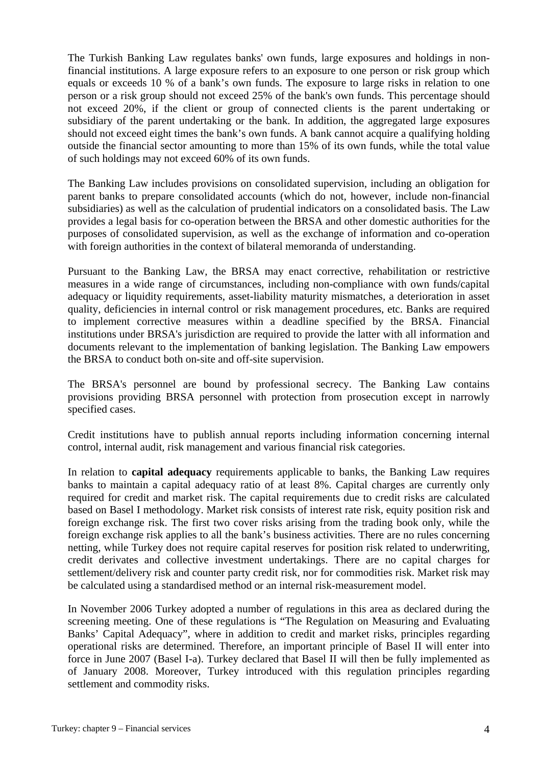The Turkish Banking Law regulates banks' own funds, large exposures and holdings in non-financial institutions. A large exposure refers to an exposure to one person or risk group which equals or exceeds 10 % of a bank's own funds. The exposure to large risks in relation to one person or a risk group should not exceed 25% of the bank's own funds. This percentage should not exceed 20%, if the client or group of connected clients is the parent undertaking or subsidiary of the parent undertaking or the bank. In addition, the aggregated large exposures should not exceed eight times the bank's own funds. A bank cannot acquire a qualifying holding outside the financial sector amounting to more than 15% of its own funds, while the total value of such holdings may not exceed 60% of its own funds.

The Banking Law includes provisions on consolidated supervision, including an obligation for parent banks to prepare consolidated accounts (which do not, however, include non-financial subsidiaries) as well as the calculation of prudential indicators on a consolidated basis. The Law provides a legal basis for co-operation between the BRSA and other domestic authorities for the purposes of consolidated supervision, as well as the exchange of information and co-operation with foreign authorities in the context of bilateral memoranda of understanding.

Pursuant to the Banking Law, the BRSA may enact corrective, rehabilitation or restrictive measures in a wide range of circumstances, including non-compliance with own funds/capital adequacy or liquidity requirements, asset-liability maturity mismatches, a deterioration in asset quality, deficiencies in internal control or risk management procedures, etc. Banks are required to implement corrective measures within a deadline specified by the BRSA. Financial institutions under BRSA's jurisdiction are required to provide the latter with all information and documents relevant to the implementation of banking legislation. The Banking Law empowers the BRSA to conduct both on-site and off-site supervision.

The BRSA's personnel are bound by professional secrecy. The Banking Law contains provisions providing BRSA personnel with protection from prosecution except in narrowly specified cases.

Credit institutions have to publish annual reports including information concerning internal control, internal audit, risk management and various financial risk categories.

In relation to **capital adequacy** requirements applicable to banks, the Banking Law requires banks to maintain a capital adequacy ratio of at least 8%. Capital charges are currently only required for credit and market risk. The capital requirements due to credit risks are calculated based on Basel I methodology. Market risk consists of interest rate risk, equity position risk and foreign exchange risk. The first two cover risks arising from the trading book only, while the foreign exchange risk applies to all the bank's business activities. There are no rules concerning netting, while Turkey does not require capital reserves for position risk related to underwriting, credit derivates and collective investment undertakings. There are no capital charges for settlement/delivery risk and counter party credit risk, nor for commodities risk. Market risk may be calculated using a standardised method or an internal risk-measurement model.

In November 2006 Turkey adopted a number of regulations in this area as declared during the screening meeting. One of these regulations is "The Regulation on Measuring and Evaluating Banks' Capital Adequacy", where in addition to credit and market risks, principles regarding operational risks are determined. Therefore, an important principle of Basel II will enter into force in June 2007 (Basel I-a). Turkey declared that Basel II will then be fully implemented as of January 2008. Moreover, Turkey introduced with this regulation principles regarding settlement and commodity risks.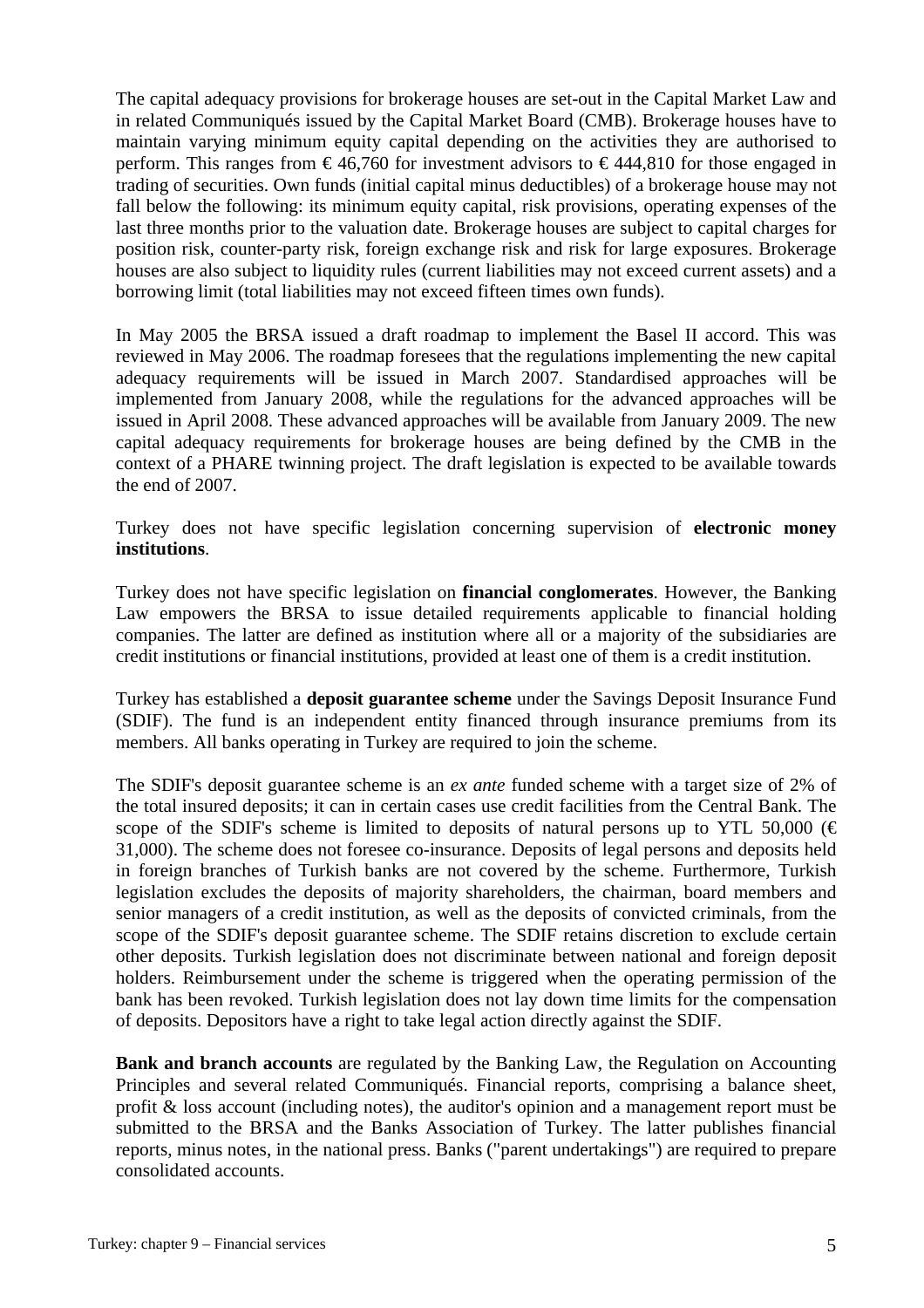The capital adequacy provisions for brokerage houses are set-out in the Capital Market Law and in related Communiqués issued by the Capital Market Board (CMB). Brokerage houses have to maintain varying minimum equity capital depending on the activities they are authorised to perform. This ranges from € 46,760 for investment advisors to € 444,810 for those engaged in trading of securities. Own funds (initial capital minus deductibles) of a brokerage house may not fall below the following: its minimum equity capital, risk provisions, operating expenses of the last three months prior to the valuation date. Brokerage houses are subject to capital charges for position risk, counter-party risk, foreign exchange risk and risk for large exposures. Brokerage houses are also subject to liquidity rules (current liabilities may not exceed current assets) and a borrowing limit (total liabilities may not exceed fifteen times own funds).

In May 2005 the BRSA issued a draft roadmap to implement the Basel II accord. This was reviewed in May 2006. The roadmap foresees that the regulations implementing the new capital adequacy requirements will be issued in March 2007. Standardised approaches will be implemented from January 2008, while the regulations for the advanced approaches will be issued in April 2008. These advanced approaches will be available from January 2009. The new capital adequacy requirements for brokerage houses are being defined by the CMB in the context of a PHARE twinning project. The draft legislation is expected to be available towards the end of 2007.

Turkey does not have specific legislation concerning supervision of **electronic money institutions**.

Turkey does not have specific legislation on **financial conglomerates**. However, the Banking Law empowers the BRSA to issue detailed requirements applicable to financial holding companies. The latter are defined as institution where all or a majority of the subsidiaries are credit institutions or financial institutions, provided at least one of them is a credit institution.

Turkey has established a **deposit guarantee scheme** under the Savings Deposit Insurance Fund (SDIF). The fund is an independent entity financed through insurance premiums from its members. All banks operating in Turkey are required to join the scheme.

The SDIF's deposit guarantee scheme is an *ex ante* funded scheme with a target size of 2% of the total insured deposits; it can in certain cases use credit facilities from the Central Bank. The scope of the SDIF's scheme is limited to deposits of natural persons up to YTL 50,000 (€ 31,000). The scheme does not foresee co-insurance. Deposits of legal persons and deposits held in foreign branches of Turkish banks are not covered by the scheme. Furthermore, Turkish legislation excludes the deposits of majority shareholders, the chairman, board members and senior managers of a credit institution, as well as the deposits of convicted criminals, from the scope of the SDIF's deposit guarantee scheme. The SDIF retains discretion to exclude certain other deposits. Turkish legislation does not discriminate between national and foreign deposit holders. Reimbursement under the scheme is triggered when the operating permission of the bank has been revoked. Turkish legislation does not lay down time limits for the compensation of deposits. Depositors have a right to take legal action directly against the SDIF.

**Bank and branch accounts** are regulated by the Banking Law, the Regulation on Accounting Principles and several related Communiqués. Financial reports, comprising a balance sheet, profit & loss account (including notes), the auditor's opinion and a management report must be submitted to the BRSA and the Banks Association of Turkey. The latter publishes financial reports, minus notes, in the national press. Banks ("parent undertakings") are required to prepare consolidated accounts.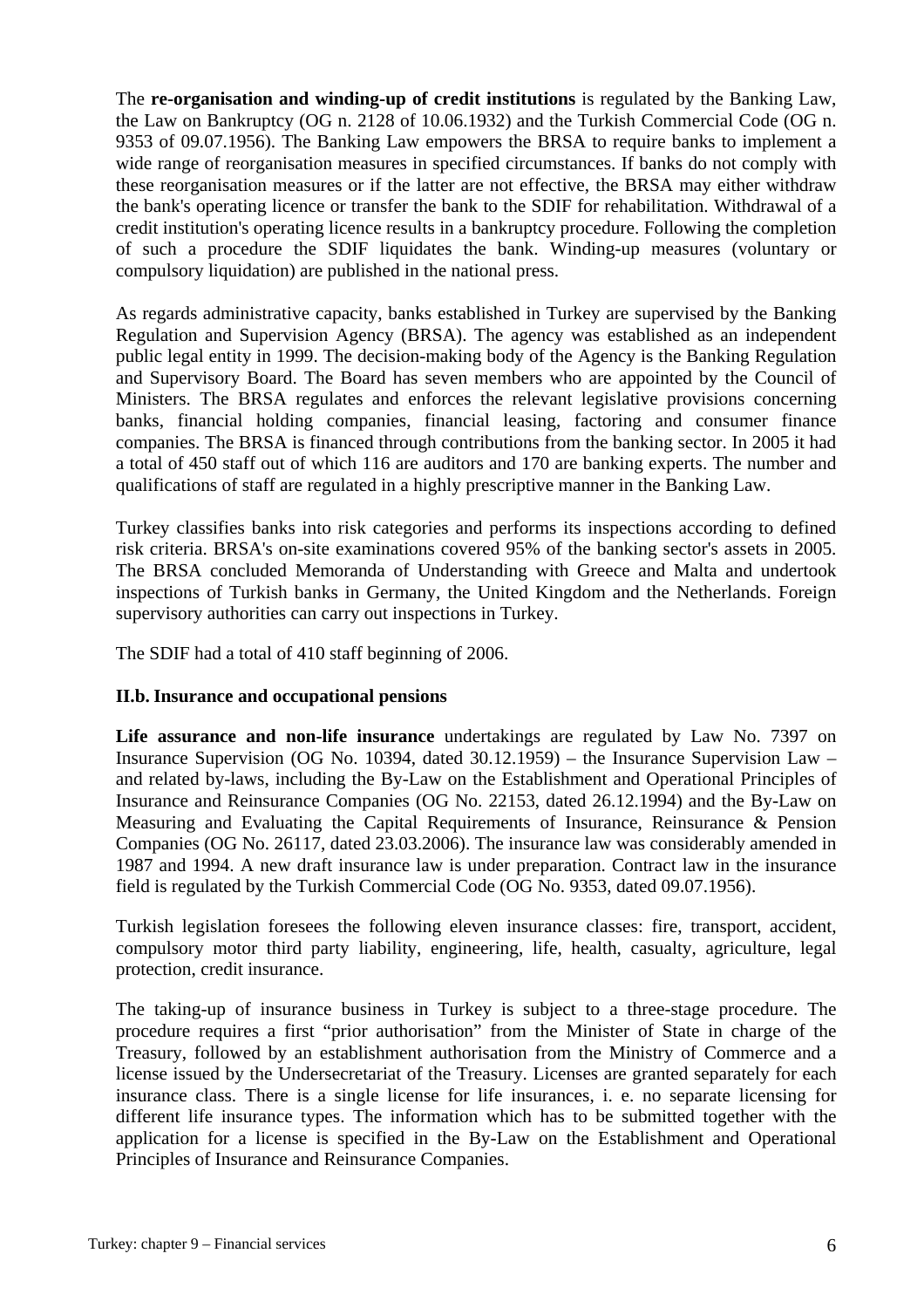The **re-organisation and winding-up of credit institutions** is regulated by the Banking Law, the Law on Bankruptcy (OG n. 2128 of 10.06.1932) and the Turkish Commercial Code (OG n. 9353 of 09.07.1956). The Banking Law empowers the BRSA to require banks to implement a wide range of reorganisation measures in specified circumstances. If banks do not comply with these reorganisation measures or if the latter are not effective, the BRSA may either withdraw the bank's operating licence or transfer the bank to the SDIF for rehabilitation. Withdrawal of a credit institution's operating licence results in a bankruptcy procedure. Following the completion of such a procedure the SDIF liquidates the bank. Winding-up measures (voluntary or compulsory liquidation) are published in the national press.

As regards administrative capacity, banks established in Turkey are supervised by the Banking Regulation and Supervision Agency (BRSA). The agency was established as an independent public legal entity in 1999. The decision-making body of the Agency is the Banking Regulation and Supervisory Board. The Board has seven members who are appointed by the Council of Ministers. The BRSA regulates and enforces the relevant legislative provisions concerning banks, financial holding companies, financial leasing, factoring and consumer finance companies. The BRSA is financed through contributions from the banking sector. In 2005 it had a total of 450 staff out of which 116 are auditors and 170 are banking experts. The number and qualifications of staff are regulated in a highly prescriptive manner in the Banking Law.

Turkey classifies banks into risk categories and performs its inspections according to defined risk criteria. BRSA's on-site examinations covered 95% of the banking sector's assets in 2005. The BRSA concluded Memoranda of Understanding with Greece and Malta and undertook inspections of Turkish banks in Germany, the United Kingdom and the Netherlands. Foreign supervisory authorities can carry out inspections in Turkey.

The SDIF had a total of 410 staff beginning of 2006.

### II.b. Insurance and occupational pensions

**Life assurance and non-life insurance** undertakings are regulated by Law No. 7397 on Insurance Supervision (OG No. 10394, dated 30.12.1959) – the Insurance Supervision Law – and related by-laws, including the By-Law on the Establishment and Operational Principles of Insurance and Reinsurance Companies (OG No. 22153, dated 26.12.1994) and the By-Law on Measuring and Evaluating the Capital Requirements of Insurance, Reinsurance & Pension Companies (OG No. 26117, dated 23.03.2006). The insurance law was considerably amended in 1987 and 1994. A new draft insurance law is under preparation. Contract law in the insurance field is regulated by the Turkish Commercial Code (OG No. 9353, dated 09.07.1956).

Turkish legislation foresees the following eleven insurance classes: fire, transport, accident, compulsory motor third party liability, engineering, life, health, casualty, agriculture, legal protection, credit insurance.

The taking-up of insurance business in Turkey is subject to a three-stage procedure. The procedure requires a first "prior authorisation" from the Minister of State in charge of the Treasury, followed by an establishment authorisation from the Ministry of Commerce and a license issued by the Undersecretariat of the Treasury. Licenses are granted separately for each insurance class. There is a single license for life insurances, i. e. no separate licensing for different life insurance types. The information which has to be submitted together with the application for a license is specified in the By-Law on the Establishment and Operational Principles of Insurance and Reinsurance Companies.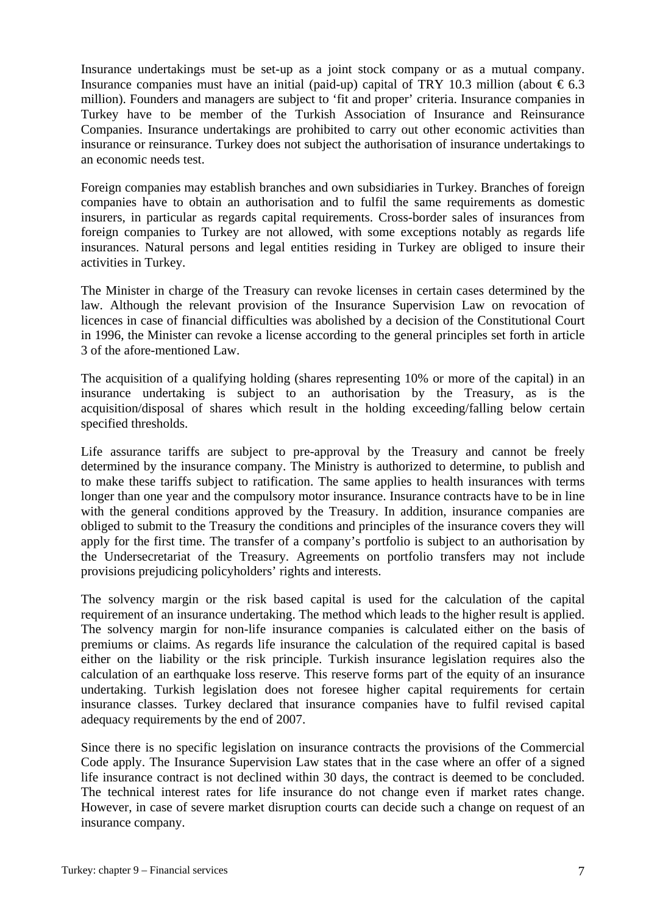Insurance undertakings must be set-up as a joint stock company or as a mutual company. Insurance companies must have an initial (paid-up) capital of TRY 10.3 million (about € 6.3 million). Founders and managers are subject to 'fit and proper' criteria. Insurance companies in Turkey have to be member of the Turkish Association of Insurance and Reinsurance Companies. Insurance undertakings are prohibited to carry out other economic activities than insurance or reinsurance. Turkey does not subject the authorisation of insurance undertakings to an economic needs test.

Foreign companies may establish branches and own subsidiaries in Turkey. Branches of foreign companies have to obtain an authorisation and to fulfil the same requirements as domestic insurers, in particular as regards capital requirements. Cross-border sales of insurances from foreign companies to Turkey are not allowed, with some exceptions notably as regards life insurances. Natural persons and legal entities residing in Turkey are obliged to insure their activities in Turkey.

The Minister in charge of the Treasury can revoke licenses in certain cases determined by the law. Although the relevant provision of the Insurance Supervision Law on revocation of licences in case of financial difficulties was abolished by a decision of the Constitutional Court in 1996, the Minister can revoke a license according to the general principles set forth in article 3 of the afore-mentioned Law.

The acquisition of a qualifying holding (shares representing 10% or more of the capital) in an insurance undertaking is subject to an authorisation by the Treasury, as is the acquisition/disposal of shares which result in the holding exceeding/falling below certain specified thresholds.

Life assurance tariffs are subject to pre-approval by the Treasury and cannot be freely determined by the insurance company. The Ministry is authorized to determine, to publish and to make these tariffs subject to ratification. The same applies to health insurances with terms longer than one year and the compulsory motor insurance. Insurance contracts have to be in line with the general conditions approved by the Treasury. In addition, insurance companies are obliged to submit to the Treasury the conditions and principles of the insurance covers they will apply for the first time. The transfer of a company's portfolio is subject to an authorisation by the Undersecretariat of the Treasury. Agreements on portfolio transfers may not include provisions prejudicing policyholders' rights and interests.

The solvency margin or the risk based capital is used for the calculation of the capital requirement of an insurance undertaking. The method which leads to the higher result is applied. The solvency margin for non-life insurance companies is calculated either on the basis of premiums or claims. As regards life insurance the calculation of the required capital is based either on the liability or the risk principle. Turkish insurance legislation requires also the calculation of an earthquake loss reserve. This reserve forms part of the equity of an insurance undertaking. Turkish legislation does not foresee higher capital requirements for certain insurance classes. Turkey declared that insurance companies have to fulfil revised capital adequacy requirements by the end of 2007.

Since there is no specific legislation on insurance contracts the provisions of the Commercial Code apply. The Insurance Supervision Law states that in the case where an offer of a signed life insurance contract is not declined within 30 days, the contract is deemed to be concluded. The technical interest rates for life insurance do not change even if market rates change. However, in case of severe market disruption courts can decide such a change on request of an insurance company.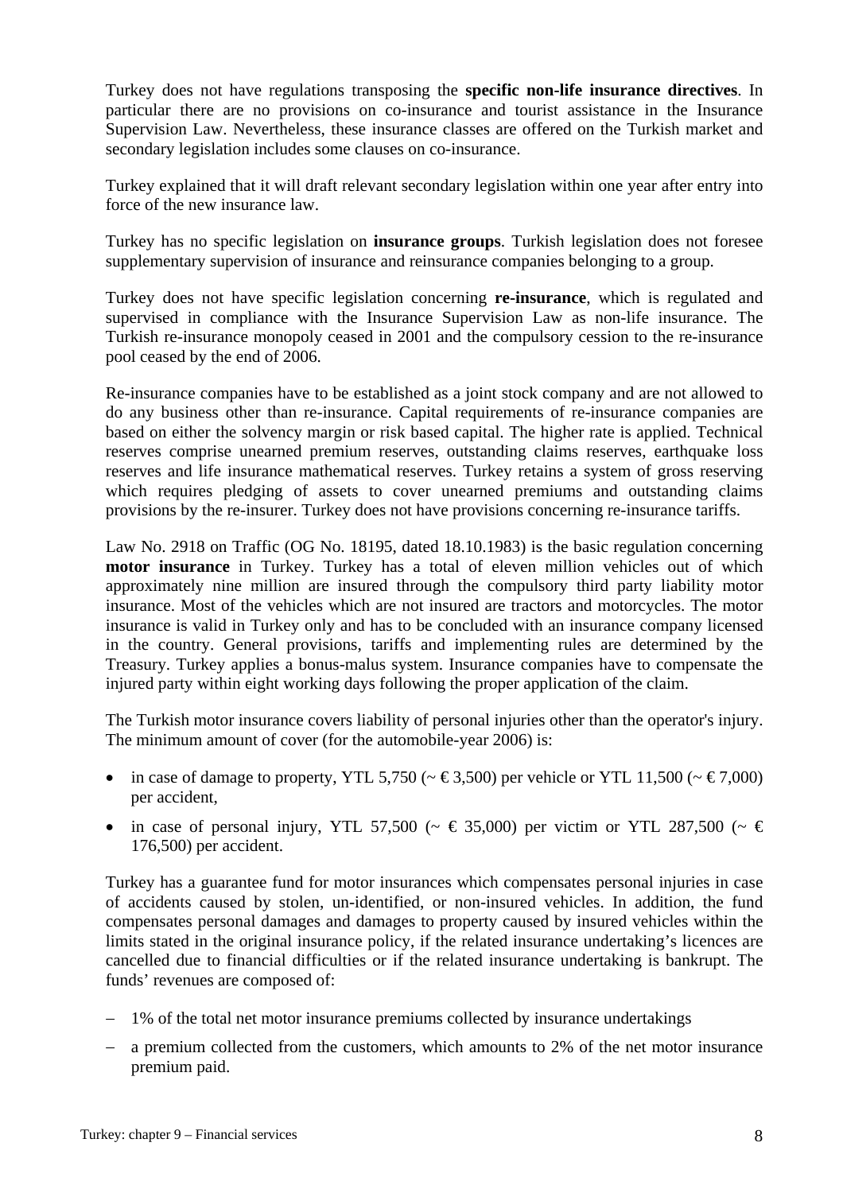Turkey does not have regulations transposing the **specific non-life insurance directives**. In particular there are no provisions on co-insurance and tourist assistance in the Insurance Supervision Law. Nevertheless, these insurance classes are offered on the Turkish market and secondary legislation includes some clauses on co-insurance.

Turkey explained that it will draft relevant secondary legislation within one year after entry into force of the new insurance law.

Turkey has no specific legislation on **insurance groups**. Turkish legislation does not foresee supplementary supervision of insurance and reinsurance companies belonging to a group.

Turkey does not have specific legislation concerning **re-insurance**, which is regulated and supervised in compliance with the Insurance Supervision Law as non-life insurance. The Turkish re-insurance monopoly ceased in 2001 and the compulsory cession to the re-insurance pool ceased by the end of 2006.

Re-insurance companies have to be established as a joint stock company and are not allowed to do any business other than re-insurance. Capital requirements of re-insurance companies are based on either the solvency margin or risk based capital. The higher rate is applied. Technical reserves comprise unearned premium reserves, outstanding claims reserves, earthquake loss reserves and life insurance mathematical reserves. Turkey retains a system of gross reserving which requires pledging of assets to cover unearned premiums and outstanding claims provisions by the re-insurer. Turkey does not have provisions concerning re-insurance tariffs.

Law No. 2918 on Traffic (OG No. 18195, dated 18.10.1983) is the basic regulation concerning **motor insurance** in Turkey. Turkey has a total of eleven million vehicles out of which approximately nine million are insured through the compulsory third party liability motor insurance. Most of the vehicles which are not insured are tractors and motorcycles. The motor insurance is valid in Turkey only and has to be concluded with an insurance company licensed in the country. General provisions, tariffs and implementing rules are determined by the Treasury. Turkey applies a bonus-malus system. Insurance companies have to compensate the injured party within eight working days following the proper application of the claim.

The Turkish motor insurance covers liability of personal injuries other than the operator's injury. The minimum amount of cover (for the automobile-year 2006) is:

- in case of damage to property, YTL 5,750 (~ € 3,500) per vehicle or YTL 11,500 (~ € 7,000) per accident,
- in case of personal injury, YTL 57,500 (~ € 35,000) per victim or YTL 287,500 (~ € 176,500) per accident.

Turkey has a guarantee fund for motor insurances which compensates personal injuries in case of accidents caused by stolen, un-identified, or non-insured vehicles. In addition, the fund compensates personal damages and damages to property caused by insured vehicles within the limits stated in the original insurance policy, if the related insurance undertaking's licences are cancelled due to financial difficulties or if the related insurance undertaking is bankrupt. The funds' revenues are composed of:

- 1% of the total net motor insurance premiums collected by insurance undertakings
- a premium collected from the customers, which amounts to 2% of the net motor insurance premium paid.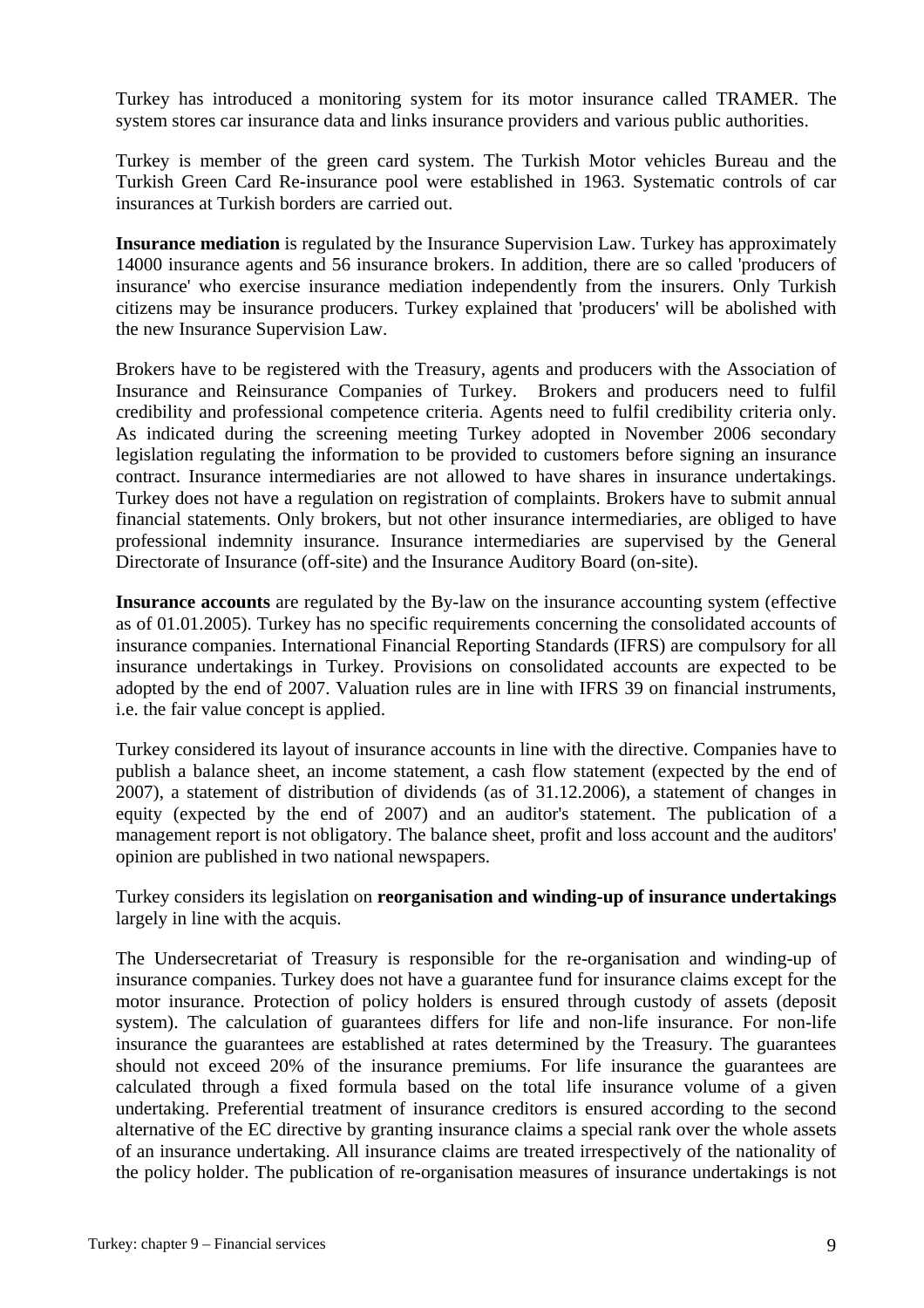Turkey has introduced a monitoring system for its motor insurance called TRAMER. The system stores car insurance data and links insurance providers and various public authorities.

Turkey is member of the green card system. The Turkish Motor vehicles Bureau and the Turkish Green Card Re-insurance pool were established in 1963. Systematic controls of car insurances at Turkish borders are carried out.

**Insurance mediation** is regulated by the Insurance Supervision Law. Turkey has approximately 14000 insurance agents and 56 insurance brokers. In addition, there are so called 'producers of insurance' who exercise insurance mediation independently from the insurers. Only Turkish citizens may be insurance producers. Turkey explained that 'producers' will be abolished with the new Insurance Supervision Law.

Brokers have to be registered with the Treasury, agents and producers with the Association of Insurance and Reinsurance Companies of Turkey. Brokers and producers need to fulfil credibility and professional competence criteria. Agents need to fulfil credibility criteria only. As indicated during the screening meeting Turkey adopted in November 2006 secondary legislation regulating the information to be provided to customers before signing an insurance contract. Insurance intermediaries are not allowed to have shares in insurance undertakings. Turkey does not have a regulation on registration of complaints. Brokers have to submit annual financial statements. Only brokers, but not other insurance intermediaries, are obliged to have professional indemnity insurance. Insurance intermediaries are supervised by the General Directorate of Insurance (off-site) and the Insurance Auditory Board (on-site).

**Insurance accounts** are regulated by the By-law on the insurance accounting system (effective as of 01.01.2005). Turkey has no specific requirements concerning the consolidated accounts of insurance companies. International Financial Reporting Standards (IFRS) are compulsory for all insurance undertakings in Turkey. Provisions on consolidated accounts are expected to be adopted by the end of 2007. Valuation rules are in line with IFRS 39 on financial instruments, i.e. the fair value concept is applied.

Turkey considered its layout of insurance accounts in line with the directive. Companies have to publish a balance sheet, an income statement, a cash flow statement (expected by the end of 2007), a statement of distribution of dividends (as of 31.12.2006), a statement of changes in equity (expected by the end of 2007) and an auditor's statement. The publication of a management report is not obligatory. The balance sheet, profit and loss account and the auditors' opinion are published in two national newspapers.

Turkey considers its legislation on **reorganisation and winding-up of insurance undertakings** largely in line with the acquis.

The Undersecretariat of Treasury is responsible for the re-organisation and winding-up of insurance companies. Turkey does not have a guarantee fund for insurance claims except for the motor insurance. Protection of policy holders is ensured through custody of assets (deposit system). The calculation of guarantees differs for life and non-life insurance. For non-life insurance the guarantees are established at rates determined by the Treasury. The guarantees should not exceed 20% of the insurance premiums. For life insurance the guarantees are calculated through a fixed formula based on the total life insurance volume of a given undertaking. Preferential treatment of insurance creditors is ensured according to the second alternative of the EC directive by granting insurance claims a special rank over the whole assets of an insurance undertaking. All insurance claims are treated irrespectively of the nationality of the policy holder. The publication of re-organisation measures of insurance undertakings is not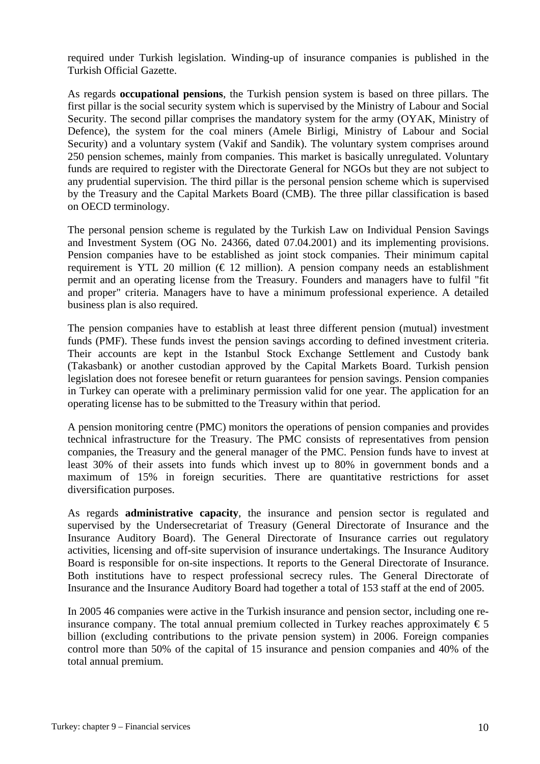required under Turkish legislation. Winding-up of insurance companies is published in the Turkish Official Gazette.

As regards **occupational pensions**, the Turkish pension system is based on three pillars. The first pillar is the social security system which is supervised by the Ministry of Labour and Social Security. The second pillar comprises the mandatory system for the army (OYAK, Ministry of Defence), the system for the coal miners (Amele Birligi, Ministry of Labour and Social Security) and a voluntary system (Vakif and Sandik). The voluntary system comprises around 250 pension schemes, mainly from companies. This market is basically unregulated. Voluntary funds are required to register with the Directorate General for NGOs but they are not subject to any prudential supervision. The third pillar is the personal pension scheme which is supervised by the Treasury and the Capital Markets Board (CMB). The three pillar classification is based on OECD terminology.

The personal pension scheme is regulated by the Turkish Law on Individual Pension Savings and Investment System (OG No. 24366, dated 07.04.2001) and its implementing provisions. Pension companies have to be established as joint stock companies. Their minimum capital requirement is YTL 20 million (€ 12 million). A pension company needs an establishment permit and an operating license from the Treasury. Founders and managers have to fulfil "fit and proper" criteria. Managers have to have a minimum professional experience. A detailed business plan is also required.

The pension companies have to establish at least three different pension (mutual) investment funds (PMF). These funds invest the pension savings according to defined investment criteria. Their accounts are kept in the Istanbul Stock Exchange Settlement and Custody bank (Takasbank) or another custodian approved by the Capital Markets Board. Turkish pension legislation does not foresee benefit or return guarantees for pension savings. Pension companies in Turkey can operate with a preliminary permission valid for one year. The application for an operating license has to be submitted to the Treasury within that period.

A pension monitoring centre (PMC) monitors the operations of pension companies and provides technical infrastructure for the Treasury. The PMC consists of representatives from pension companies, the Treasury and the general manager of the PMC. Pension funds have to invest at least 30% of their assets into funds which invest up to 80% in government bonds and a maximum of 15% in foreign securities. There are quantitative restrictions for asset diversification purposes.

As regards **administrative capacity**, the insurance and pension sector is regulated and supervised by the Undersecretariat of Treasury (General Directorate of Insurance and the Insurance Auditory Board). The General Directorate of Insurance carries out regulatory activities, licensing and off-site supervision of insurance undertakings. The Insurance Auditory Board is responsible for on-site inspections. It reports to the General Directorate of Insurance. Both institutions have to respect professional secrecy rules. The General Directorate of Insurance and the Insurance Auditory Board had together a total of 153 staff at the end of 2005.

In 2005 46 companies were active in the Turkish insurance and pension sector, including one re-insurance company. The total annual premium collected in Turkey reaches approximately € 5 billion (excluding contributions to the private pension system) in 2006. Foreign companies control more than 50% of the capital of 15 insurance and pension companies and 40% of the total annual premium.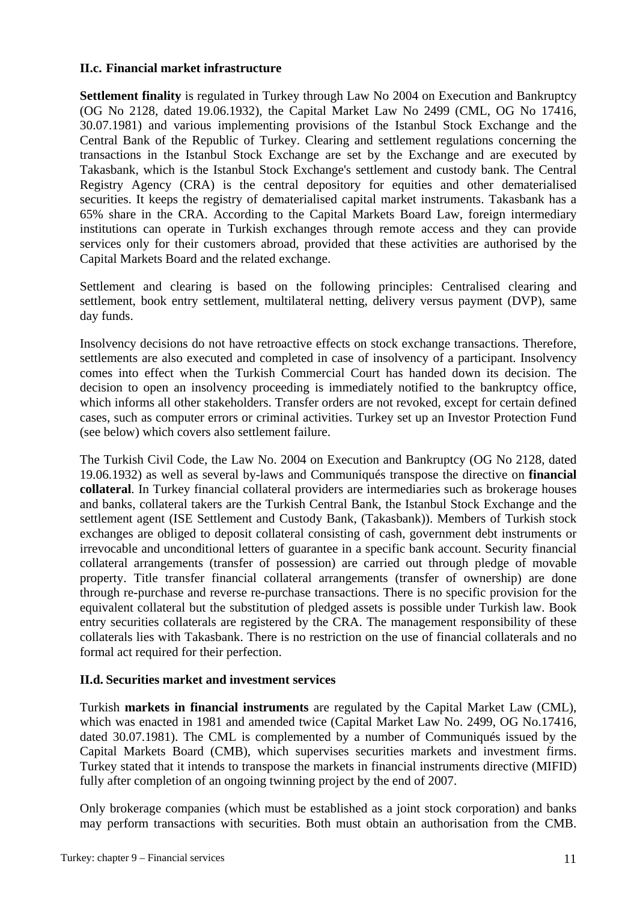### II.c. Financial market infrastructure

**Settlement finality** is regulated in Turkey through Law No 2004 on Execution and Bankruptcy (OG No 2128, dated 19.06.1932), the Capital Market Law No 2499 (CML, OG No 17416, 30.07.1981) and various implementing provisions of the Istanbul Stock Exchange and the Central Bank of the Republic of Turkey. Clearing and settlement regulations concerning the transactions in the Istanbul Stock Exchange are set by the Exchange and are executed by Takasbank, which is the Istanbul Stock Exchange's settlement and custody bank. The Central Registry Agency (CRA) is the central depository for equities and other dematerialised securities. It keeps the registry of dematerialised capital market instruments. Takasbank has a 65% share in the CRA. According to the Capital Markets Board Law, foreign intermediary institutions can operate in Turkish exchanges through remote access and they can provide services only for their customers abroad, provided that these activities are authorised by the Capital Markets Board and the related exchange.

Settlement and clearing is based on the following principles: Centralised clearing and settlement, book entry settlement, multilateral netting, delivery versus payment (DVP), same day funds.

Insolvency decisions do not have retroactive effects on stock exchange transactions. Therefore, settlements are also executed and completed in case of insolvency of a participant. Insolvency comes into effect when the Turkish Commercial Court has handed down its decision. The decision to open an insolvency proceeding is immediately notified to the bankruptcy office, which informs all other stakeholders. Transfer orders are not revoked, except for certain defined cases, such as computer errors or criminal activities. Turkey set up an Investor Protection Fund (see below) which covers also settlement failure.

The Turkish Civil Code, the Law No. 2004 on Execution and Bankruptcy (OG No 2128, dated 19.06.1932) as well as several by-laws and Communiqués transpose the directive on **financial collateral**. In Turkey financial collateral providers are intermediaries such as brokerage houses and banks, collateral takers are the Turkish Central Bank, the Istanbul Stock Exchange and the settlement agent (ISE Settlement and Custody Bank, (Takasbank)). Members of Turkish stock exchanges are obliged to deposit collateral consisting of cash, government debt instruments or irrevocable and unconditional letters of guarantee in a specific bank account. Security financial collateral arrangements (transfer of possession) are carried out through pledge of movable property. Title transfer financial collateral arrangements (transfer of ownership) are done through re-purchase and reverse re-purchase transactions. There is no specific provision for the equivalent collateral but the substitution of pledged assets is possible under Turkish law. Book entry securities collaterals are registered by the CRA. The management responsibility of these collaterals lies with Takasbank. There is no restriction on the use of financial collaterals and no formal act required for their perfection.

### II.d. Securities market and investment services

Turkish **markets in financial instruments** are regulated by the Capital Market Law (CML), which was enacted in 1981 and amended twice (Capital Market Law No. 2499, OG No.17416, dated 30.07.1981). The CML is complemented by a number of Communiqués issued by the Capital Markets Board (CMB), which supervises securities markets and investment firms. Turkey stated that it intends to transpose the markets in financial instruments directive (MIFID) fully after completion of an ongoing twinning project by the end of 2007.

Only brokerage companies (which must be established as a joint stock corporation) and banks may perform transactions with securities. Both must obtain an authorisation from the CMB.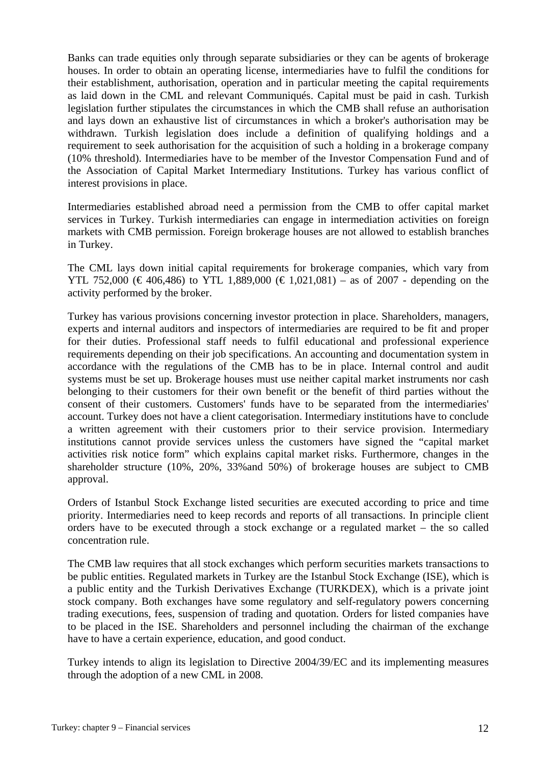Banks can trade equities only through separate subsidiaries or they can be agents of brokerage houses. In order to obtain an operating license, intermediaries have to fulfil the conditions for their establishment, authorisation, operation and in particular meeting the capital requirements as laid down in the CML and relevant Communiqués. Capital must be paid in cash. Turkish legislation further stipulates the circumstances in which the CMB shall refuse an authorisation and lays down an exhaustive list of circumstances in which a broker's authorisation may be withdrawn. Turkish legislation does include a definition of qualifying holdings and a requirement to seek authorisation for the acquisition of such a holding in a brokerage company (10% threshold). Intermediaries have to be member of the Investor Compensation Fund and of the Association of Capital Market Intermediary Institutions. Turkey has various conflict of interest provisions in place.

Intermediaries established abroad need a permission from the CMB to offer capital market services in Turkey. Turkish intermediaries can engage in intermediation activities on foreign markets with CMB permission. Foreign brokerage houses are not allowed to establish branches in Turkey.

The CML lays down initial capital requirements for brokerage companies, which vary from YTL 752,000 (€ 406,486) to YTL 1,889,000 (€ 1,021,081) – as of 2007 - depending on the activity performed by the broker.

Turkey has various provisions concerning investor protection in place. Shareholders, managers, experts and internal auditors and inspectors of intermediaries are required to be fit and proper for their duties. Professional staff needs to fulfil educational and professional experience requirements depending on their job specifications. An accounting and documentation system in accordance with the regulations of the CMB has to be in place. Internal control and audit systems must be set up. Brokerage houses must use neither capital market instruments nor cash belonging to their customers for their own benefit or the benefit of third parties without the consent of their customers. Customers' funds have to be separated from the intermediaries' account. Turkey does not have a client categorisation. Intermediary institutions have to conclude a written agreement with their customers prior to their service provision. Intermediary institutions cannot provide services unless the customers have signed the “capital market activities risk notice form” which explains capital market risks. Furthermore, changes in the shareholder structure (10%, 20%, 33%and 50%) of brokerage houses are subject to CMB approval.

Orders of Istanbul Stock Exchange listed securities are executed according to price and time priority. Intermediaries need to keep records and reports of all transactions. In principle client orders have to be executed through a stock exchange or a regulated market – the so called concentration rule.

The CMB law requires that all stock exchanges which perform securities markets transactions to be public entities. Regulated markets in Turkey are the Istanbul Stock Exchange (ISE), which is a public entity and the Turkish Derivatives Exchange (TURKDEX), which is a private joint stock company. Both exchanges have some regulatory and self-regulatory powers concerning trading executions, fees, suspension of trading and quotation. Orders for listed companies have to be placed in the ISE. Shareholders and personnel including the chairman of the exchange have to have a certain experience, education, and good conduct.

Turkey intends to align its legislation to Directive 2004/39/EC and its implementing measures through the adoption of a new CML in 2008.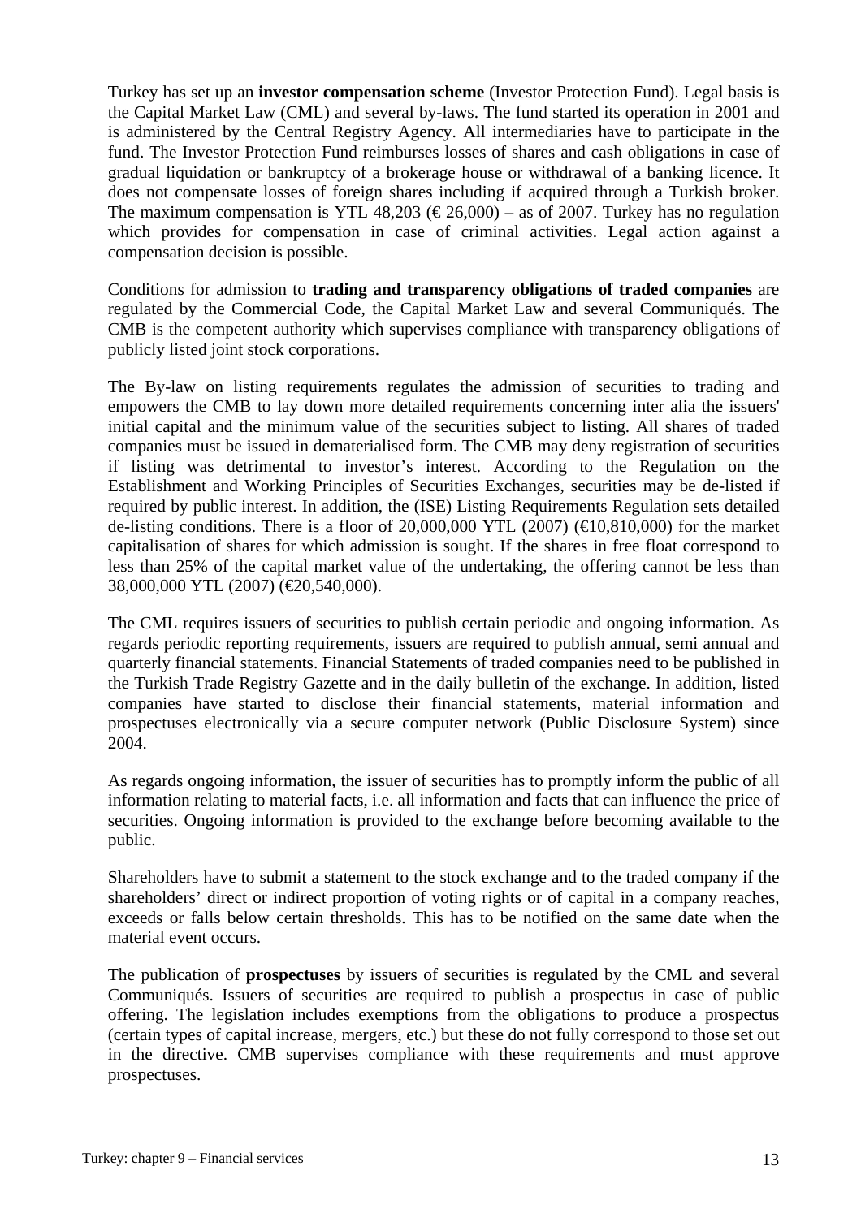Turkey has set up an **investor compensation scheme** (Investor Protection Fund). Legal basis is the Capital Market Law (CML) and several by-laws. The fund started its operation in 2001 and is administered by the Central Registry Agency. All intermediaries have to participate in the fund. The Investor Protection Fund reimburses losses of shares and cash obligations in case of gradual liquidation or bankruptcy of a brokerage house or withdrawal of a banking licence. It does not compensate losses of foreign shares including if acquired through a Turkish broker. The maximum compensation is YTL 48,203 (€ 26,000) – as of 2007. Turkey has no regulation which provides for compensation in case of criminal activities. Legal action against a compensation decision is possible.

Conditions for admission to **trading and transparency obligations of traded companies** are regulated by the Commercial Code, the Capital Market Law and several Communiqués. The CMB is the competent authority which supervises compliance with transparency obligations of publicly listed joint stock corporations.

The By-law on listing requirements regulates the admission of securities to trading and empowers the CMB to lay down more detailed requirements concerning inter alia the issuers' initial capital and the minimum value of the securities subject to listing. All shares of traded companies must be issued in dematerialised form. The CMB may deny registration of securities if listing was detrimental to investor's interest. According to the Regulation on the Establishment and Working Principles of Securities Exchanges, securities may be de-listed if required by public interest. In addition, the (ISE) Listing Requirements Regulation sets detailed de-listing conditions. There is a floor of 20,000,000 YTL (2007) (€10,810,000) for the market capitalisation of shares for which admission is sought. If the shares in free float correspond to less than 25% of the capital market value of the undertaking, the offering cannot be less than 38,000,000 YTL (2007) (€20,540,000).

The CML requires issuers of securities to publish certain periodic and ongoing information. As regards periodic reporting requirements, issuers are required to publish annual, semi annual and quarterly financial statements. Financial Statements of traded companies need to be published in the Turkish Trade Registry Gazette and in the daily bulletin of the exchange. In addition, listed companies have started to disclose their financial statements, material information and prospectuses electronically via a secure computer network (Public Disclosure System) since 2004.

As regards ongoing information, the issuer of securities has to promptly inform the public of all information relating to material facts, i.e. all information and facts that can influence the price of securities. Ongoing information is provided to the exchange before becoming available to the public.

Shareholders have to submit a statement to the stock exchange and to the traded company if the shareholders' direct or indirect proportion of voting rights or of capital in a company reaches, exceeds or falls below certain thresholds. This has to be notified on the same date when the material event occurs.

The publication of **prospectuses** by issuers of securities is regulated by the CML and several Communiqués. Issuers of securities are required to publish a prospectus in case of public offering. The legislation includes exemptions from the obligations to produce a prospectus (certain types of capital increase, mergers, etc.) but these do not fully correspond to those set out in the directive. CMB supervises compliance with these requirements and must approve prospectuses.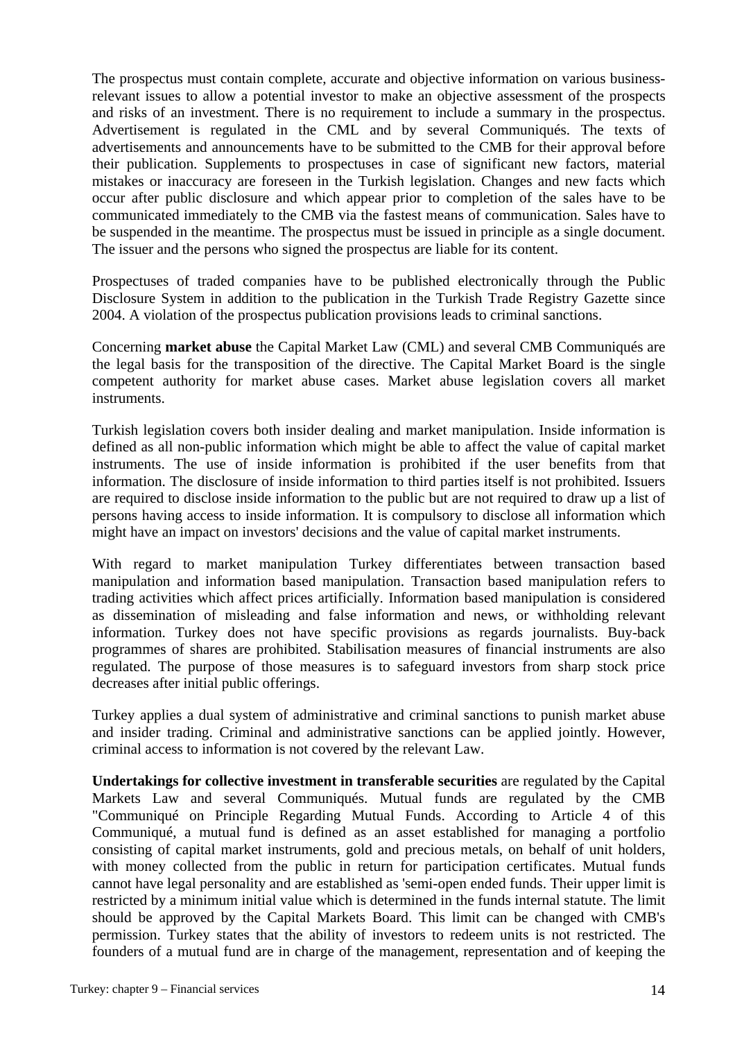The prospectus must contain complete, accurate and objective information on various business-relevant issues to allow a potential investor to make an objective assessment of the prospects and risks of an investment. There is no requirement to include a summary in the prospectus. Advertisement is regulated in the CML and by several Communiqués. The texts of advertisements and announcements have to be submitted to the CMB for their approval before their publication. Supplements to prospectuses in case of significant new factors, material mistakes or inaccuracy are foreseen in the Turkish legislation. Changes and new facts which occur after public disclosure and which appear prior to completion of the sales have to be communicated immediately to the CMB via the fastest means of communication. Sales have to be suspended in the meantime. The prospectus must be issued in principle as a single document. The issuer and the persons who signed the prospectus are liable for its content.

Prospectuses of traded companies have to be published electronically through the Public Disclosure System in addition to the publication in the Turkish Trade Registry Gazette since 2004. A violation of the prospectus publication provisions leads to criminal sanctions.

Concerning **market abuse** the Capital Market Law (CML) and several CMB Communiqués are the legal basis for the transposition of the directive. The Capital Market Board is the single competent authority for market abuse cases. Market abuse legislation covers all market instruments.

Turkish legislation covers both insider dealing and market manipulation. Inside information is defined as all non-public information which might be able to affect the value of capital market instruments. The use of inside information is prohibited if the user benefits from that information. The disclosure of inside information to third parties itself is not prohibited. Issuers are required to disclose inside information to the public but are not required to draw up a list of persons having access to inside information. It is compulsory to disclose all information which might have an impact on investors' decisions and the value of capital market instruments.

With regard to market manipulation Turkey differentiates between transaction based manipulation and information based manipulation. Transaction based manipulation refers to trading activities which affect prices artificially. Information based manipulation is considered as dissemination of misleading and false information and news, or withholding relevant information. Turkey does not have specific provisions as regards journalists. Buy-back programmes of shares are prohibited. Stabilisation measures of financial instruments are also regulated. The purpose of those measures is to safeguard investors from sharp stock price decreases after initial public offerings.

Turkey applies a dual system of administrative and criminal sanctions to punish market abuse and insider trading. Criminal and administrative sanctions can be applied jointly. However, criminal access to information is not covered by the relevant Law.

**Undertakings for collective investment in transferable securities** are regulated by the Capital Markets Law and several Communiqués. Mutual funds are regulated by the CMB "Communiqué on Principle Regarding Mutual Funds. According to Article 4 of this Communiqué, a mutual fund is defined as an asset established for managing a portfolio consisting of capital market instruments, gold and precious metals, on behalf of unit holders, with money collected from the public in return for participation certificates. Mutual funds cannot have legal personality and are established as 'semi-open ended funds. Their upper limit is restricted by a minimum initial value which is determined in the funds internal statute. The limit should be approved by the Capital Markets Board. This limit can be changed with CMB's permission. Turkey states that the ability of investors to redeem units is not restricted. The founders of a mutual fund are in charge of the management, representation and of keeping the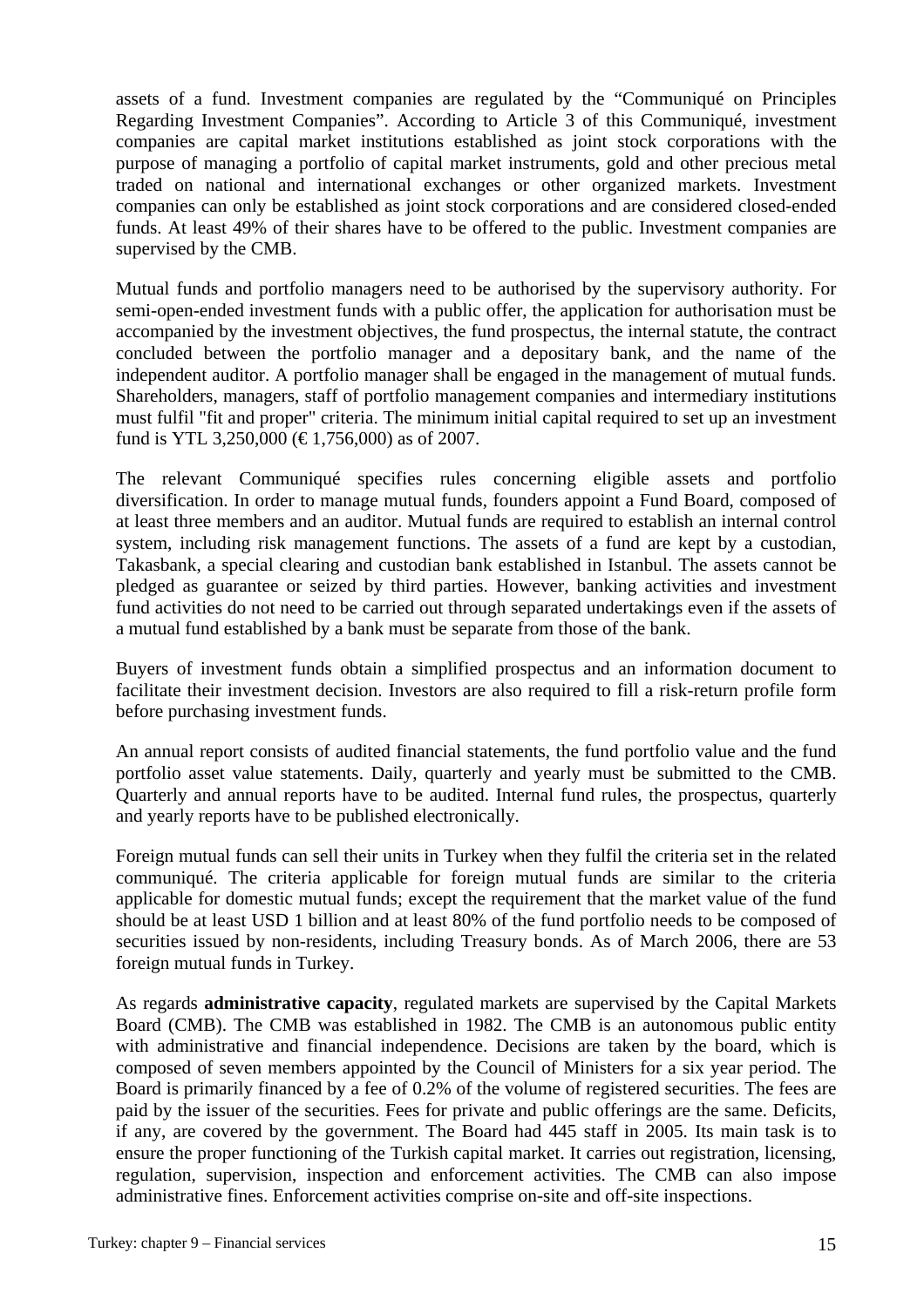assets of a fund. Investment companies are regulated by the "Communiqué on Principles Regarding Investment Companies". According to Article 3 of this Communiqué, investment companies are capital market institutions established as joint stock corporations with the purpose of managing a portfolio of capital market instruments, gold and other precious metal traded on national and international exchanges or other organized markets. Investment companies can only be established as joint stock corporations and are considered closed-ended funds. At least 49% of their shares have to be offered to the public. Investment companies are supervised by the CMB.

Mutual funds and portfolio managers need to be authorised by the supervisory authority. For semi-open-ended investment funds with a public offer, the application for authorisation must be accompanied by the investment objectives, the fund prospectus, the internal statute, the contract concluded between the portfolio manager and a depositary bank, and the name of the independent auditor. A portfolio manager shall be engaged in the management of mutual funds. Shareholders, managers, staff of portfolio management companies and intermediary institutions must fulfil "fit and proper" criteria. The minimum initial capital required to set up an investment fund is YTL 3,250,000 (€ 1,756,000) as of 2007.

The relevant Communiqué specifies rules concerning eligible assets and portfolio diversification. In order to manage mutual funds, founders appoint a Fund Board, composed of at least three members and an auditor. Mutual funds are required to establish an internal control system, including risk management functions. The assets of a fund are kept by a custodian, Takasbank, a special clearing and custodian bank established in Istanbul. The assets cannot be pledged as guarantee or seized by third parties. However, banking activities and investment fund activities do not need to be carried out through separated undertakings even if the assets of a mutual fund established by a bank must be separate from those of the bank.

Buyers of investment funds obtain a simplified prospectus and an information document to facilitate their investment decision. Investors are also required to fill a risk-return profile form before purchasing investment funds.

An annual report consists of audited financial statements, the fund portfolio value and the fund portfolio asset value statements. Daily, quarterly and yearly must be submitted to the CMB. Quarterly and annual reports have to be audited. Internal fund rules, the prospectus, quarterly and yearly reports have to be published electronically.

Foreign mutual funds can sell their units in Turkey when they fulfil the criteria set in the related communiqué. The criteria applicable for foreign mutual funds are similar to the criteria applicable for domestic mutual funds; except the requirement that the market value of the fund should be at least USD 1 billion and at least 80% of the fund portfolio needs to be composed of securities issued by non-residents, including Treasury bonds. As of March 2006, there are 53 foreign mutual funds in Turkey.

As regards **administrative capacity**, regulated markets are supervised by the Capital Markets Board (CMB). The CMB was established in 1982. The CMB is an autonomous public entity with administrative and financial independence. Decisions are taken by the board, which is composed of seven members appointed by the Council of Ministers for a six year period. The Board is primarily financed by a fee of 0.2% of the volume of registered securities. The fees are paid by the issuer of the securities. Fees for private and public offerings are the same. Deficits, if any, are covered by the government. The Board had 445 staff in 2005. Its main task is to ensure the proper functioning of the Turkish capital market. It carries out registration, licensing, regulation, supervision, inspection and enforcement activities. The CMB can also impose administrative fines. Enforcement activities comprise on-site and off-site inspections.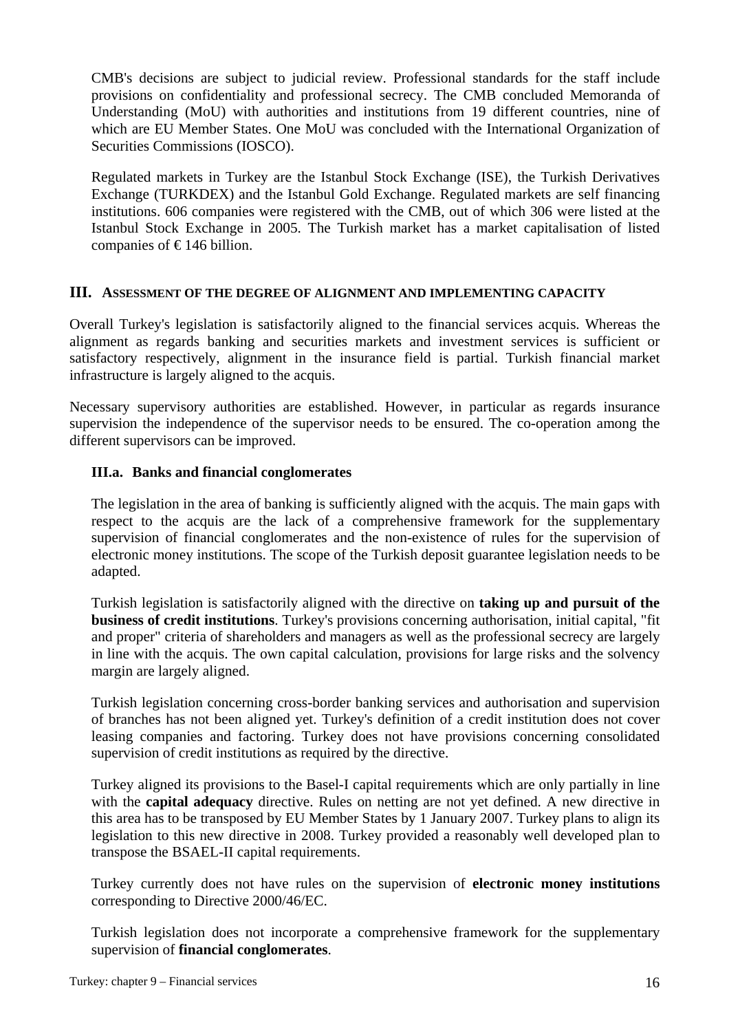CMB's decisions are subject to judicial review. Professional standards for the staff include provisions on confidentiality and professional secrecy. The CMB concluded Memoranda of Understanding (MoU) with authorities and institutions from 19 different countries, nine of which are EU Member States. One MoU was concluded with the International Organization of Securities Commissions (IOSCO).

Regulated markets in Turkey are the Istanbul Stock Exchange (ISE), the Turkish Derivatives Exchange (TURKDEX) and the Istanbul Gold Exchange. Regulated markets are self financing institutions. 606 companies were registered with the CMB, out of which 306 were listed at the Istanbul Stock Exchange in 2005. The Turkish market has a market capitalisation of listed companies of € 146 billion.

## III. Assessment of the degree of alignment and implementing capacity

Overall Turkey's legislation is satisfactorily aligned to the financial services acquis. Whereas the alignment as regards banking and securities markets and investment services is sufficient or satisfactory respectively, alignment in the insurance field is partial. Turkish financial market infrastructure is largely aligned to the acquis.

Necessary supervisory authorities are established. However, in particular as regards insurance supervision the independence of the supervisor needs to be ensured. The co-operation among the different supervisors can be improved.

### III.a. Banks and financial conglomerates

The legislation in the area of banking is sufficiently aligned with the acquis. The main gaps with respect to the acquis are the lack of a comprehensive framework for the supplementary supervision of financial conglomerates and the non-existence of rules for the supervision of electronic money institutions. The scope of the Turkish deposit guarantee legislation needs to be adapted.

Turkish legislation is satisfactorily aligned with the directive on **taking up and pursuit of the business of credit institutions**. Turkey's provisions concerning authorisation, initial capital, "fit and proper" criteria of shareholders and managers as well as the professional secrecy are largely in line with the acquis. The own capital calculation, provisions for large risks and the solvency margin are largely aligned.

Turkish legislation concerning cross-border banking services and authorisation and supervision of branches has not been aligned yet. Turkey's definition of a credit institution does not cover leasing companies and factoring. Turkey does not have provisions concerning consolidated supervision of credit institutions as required by the directive.

Turkey aligned its provisions to the Basel-I capital requirements which are only partially in line with the **capital adequacy** directive. Rules on netting are not yet defined. A new directive in this area has to be transposed by EU Member States by 1 January 2007. Turkey plans to align its legislation to this new directive in 2008. Turkey provided a reasonably well developed plan to transpose the BSAEL-II capital requirements.

Turkey currently does not have rules on the supervision of **electronic money institutions** corresponding to Directive 2000/46/EC.

Turkish legislation does not incorporate a comprehensive framework for the supplementary supervision of **financial conglomerates**.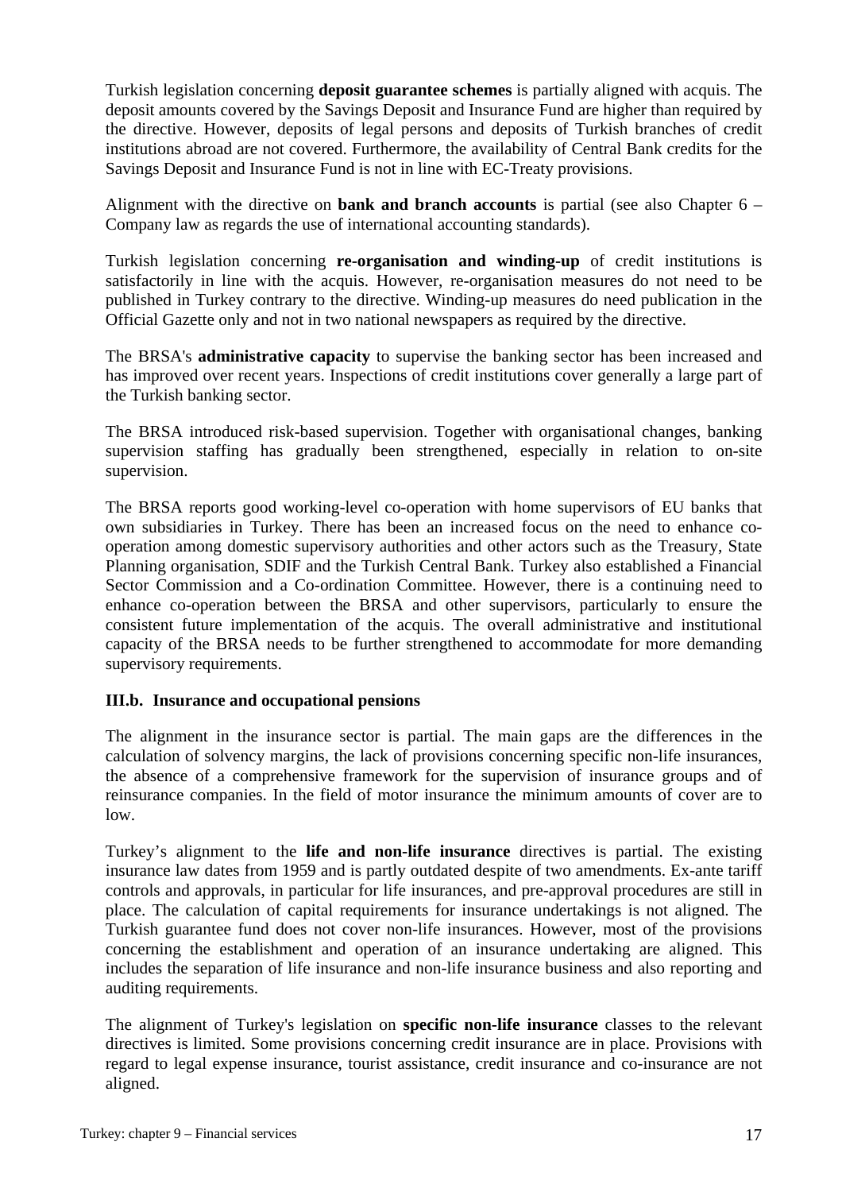Turkish legislation concerning **deposit guarantee schemes** is partially aligned with acquis. The deposit amounts covered by the Savings Deposit and Insurance Fund are higher than required by the directive. However, deposits of legal persons and deposits of Turkish branches of credit institutions abroad are not covered. Furthermore, the availability of Central Bank credits for the Savings Deposit and Insurance Fund is not in line with EC-Treaty provisions.

Alignment with the directive on **bank and branch accounts** is partial (see also Chapter 6 – Company law as regards the use of international accounting standards).

Turkish legislation concerning **re-organisation and winding-up** of credit institutions is satisfactorily in line with the acquis. However, re-organisation measures do not need to be published in Turkey contrary to the directive. Winding-up measures do need publication in the Official Gazette only and not in two national newspapers as required by the directive.

The BRSA's **administrative capacity** to supervise the banking sector has been increased and has improved over recent years. Inspections of credit institutions cover generally a large part of the Turkish banking sector.

The BRSA introduced risk-based supervision. Together with organisational changes, banking supervision staffing has gradually been strengthened, especially in relation to on-site supervision.

The BRSA reports good working-level co-operation with home supervisors of EU banks that own subsidiaries in Turkey. There has been an increased focus on the need to enhance co-operation among domestic supervisory authorities and other actors such as the Treasury, State Planning organisation, SDIF and the Turkish Central Bank. Turkey also established a Financial Sector Commission and a Co-ordination Committee. However, there is a continuing need to enhance co-operation between the BRSA and other supervisors, particularly to ensure the consistent future implementation of the acquis. The overall administrative and institutional capacity of the BRSA needs to be further strengthened to accommodate for more demanding supervisory requirements.

### III.b. Insurance and occupational pensions

The alignment in the insurance sector is partial. The main gaps are the differences in the calculation of solvency margins, the lack of provisions concerning specific non-life insurances, the absence of a comprehensive framework for the supervision of insurance groups and of reinsurance companies. In the field of motor insurance the minimum amounts of cover are to low.

Turkey's alignment to the **life and non-life insurance** directives is partial. The existing insurance law dates from 1959 and is partly outdated despite of two amendments. Ex-ante tariff controls and approvals, in particular for life insurances, and pre-approval procedures are still in place. The calculation of capital requirements for insurance undertakings is not aligned. The Turkish guarantee fund does not cover non-life insurances. However, most of the provisions concerning the establishment and operation of an insurance undertaking are aligned. This includes the separation of life insurance and non-life insurance business and also reporting and auditing requirements.

The alignment of Turkey's legislation on **specific non-life insurance** classes to the relevant directives is limited. Some provisions concerning credit insurance are in place. Provisions with regard to legal expense insurance, tourist assistance, credit insurance and co-insurance are not aligned.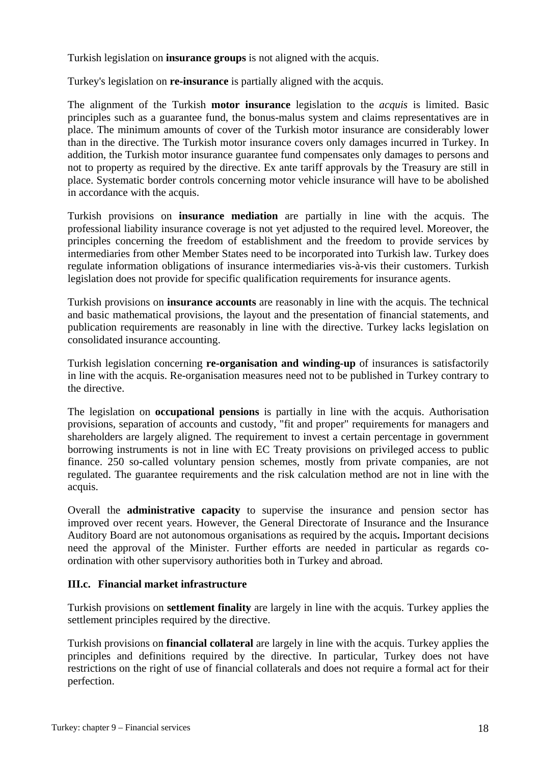Turkish legislation on **insurance groups** is not aligned with the acquis.

Turkey's legislation on **re-insurance** is partially aligned with the acquis.

The alignment of the Turkish **motor insurance** legislation to the *acquis* is limited. Basic principles such as a guarantee fund, the bonus-malus system and claims representatives are in place. The minimum amounts of cover of the Turkish motor insurance are considerably lower than in the directive. The Turkish motor insurance covers only damages incurred in Turkey. In addition, the Turkish motor insurance guarantee fund compensates only damages to persons and not to property as required by the directive. Ex ante tariff approvals by the Treasury are still in place. Systematic border controls concerning motor vehicle insurance will have to be abolished in accordance with the acquis.

Turkish provisions on **insurance mediation** are partially in line with the acquis. The professional liability insurance coverage is not yet adjusted to the required level. Moreover, the principles concerning the freedom of establishment and the freedom to provide services by intermediaries from other Member States need to be incorporated into Turkish law. Turkey does regulate information obligations of insurance intermediaries vis-à-vis their customers. Turkish legislation does not provide for specific qualification requirements for insurance agents.

Turkish provisions on **insurance accounts** are reasonably in line with the acquis. The technical and basic mathematical provisions, the layout and the presentation of financial statements, and publication requirements are reasonably in line with the directive. Turkey lacks legislation on consolidated insurance accounting.

Turkish legislation concerning **re-organisation and winding-up** of insurances is satisfactorily in line with the acquis. Re-organisation measures need not to be published in Turkey contrary to the directive.

The legislation on **occupational pensions** is partially in line with the acquis. Authorisation provisions, separation of accounts and custody, "fit and proper" requirements for managers and shareholders are largely aligned. The requirement to invest a certain percentage in government borrowing instruments is not in line with EC Treaty provisions on privileged access to public finance. 250 so-called voluntary pension schemes, mostly from private companies, are not regulated. The guarantee requirements and the risk calculation method are not in line with the acquis.

Overall the **administrative capacity** to supervise the insurance and pension sector has improved over recent years. However, the General Directorate of Insurance and the Insurance Auditory Board are not autonomous organisations as required by the acquis**.** Important decisions need the approval of the Minister. Further efforts are needed in particular as regards co-ordination with other supervisory authorities both in Turkey and abroad.

### III.c. Financial market infrastructure

Turkish provisions on **settlement finality** are largely in line with the acquis. Turkey applies the settlement principles required by the directive.

Turkish provisions on **financial collateral** are largely in line with the acquis. Turkey applies the principles and definitions required by the directive. In particular, Turkey does not have restrictions on the right of use of financial collaterals and does not require a formal act for their perfection.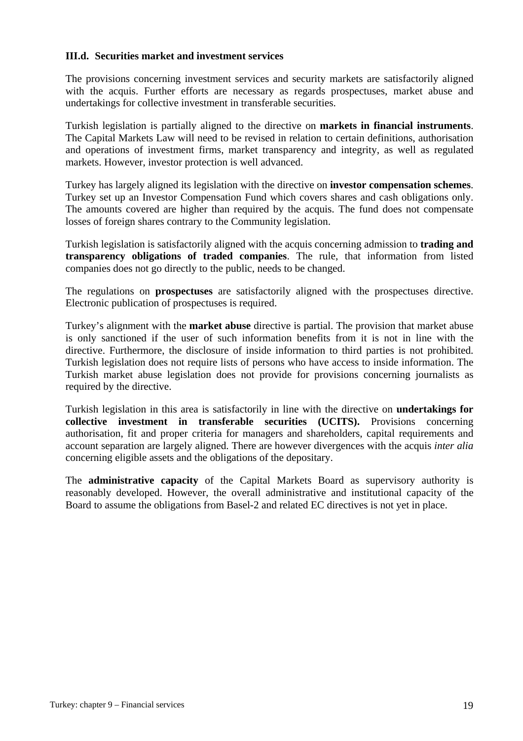### III.d. Securities market and investment services

The provisions concerning investment services and security markets are satisfactorily aligned with the acquis. Further efforts are necessary as regards prospectuses, market abuse and undertakings for collective investment in transferable securities.

Turkish legislation is partially aligned to the directive on **markets in financial instruments**. The Capital Markets Law will need to be revised in relation to certain definitions, authorisation and operations of investment firms, market transparency and integrity, as well as regulated markets. However, investor protection is well advanced.

Turkey has largely aligned its legislation with the directive on **investor compensation schemes**. Turkey set up an Investor Compensation Fund which covers shares and cash obligations only. The amounts covered are higher than required by the acquis. The fund does not compensate losses of foreign shares contrary to the Community legislation.

Turkish legislation is satisfactorily aligned with the acquis concerning admission to **trading and transparency obligations of traded companies**. The rule, that information from listed companies does not go directly to the public, needs to be changed.

The regulations on **prospectuses** are satisfactorily aligned with the prospectuses directive. Electronic publication of prospectuses is required.

Turkey's alignment with the **market abuse** directive is partial. The provision that market abuse is only sanctioned if the user of such information benefits from it is not in line with the directive. Furthermore, the disclosure of inside information to third parties is not prohibited. Turkish legislation does not require lists of persons who have access to inside information. The Turkish market abuse legislation does not provide for provisions concerning journalists as required by the directive.

Turkish legislation in this area is satisfactorily in line with the directive on **undertakings for collective investment in transferable securities (UCITS).** Provisions concerning authorisation, fit and proper criteria for managers and shareholders, capital requirements and account separation are largely aligned. There are however divergences with the acquis *inter alia* concerning eligible assets and the obligations of the depositary.

The **administrative capacity** of the Capital Markets Board as supervisory authority is reasonably developed. However, the overall administrative and institutional capacity of the Board to assume the obligations from Basel-2 and related EC directives is not yet in place.